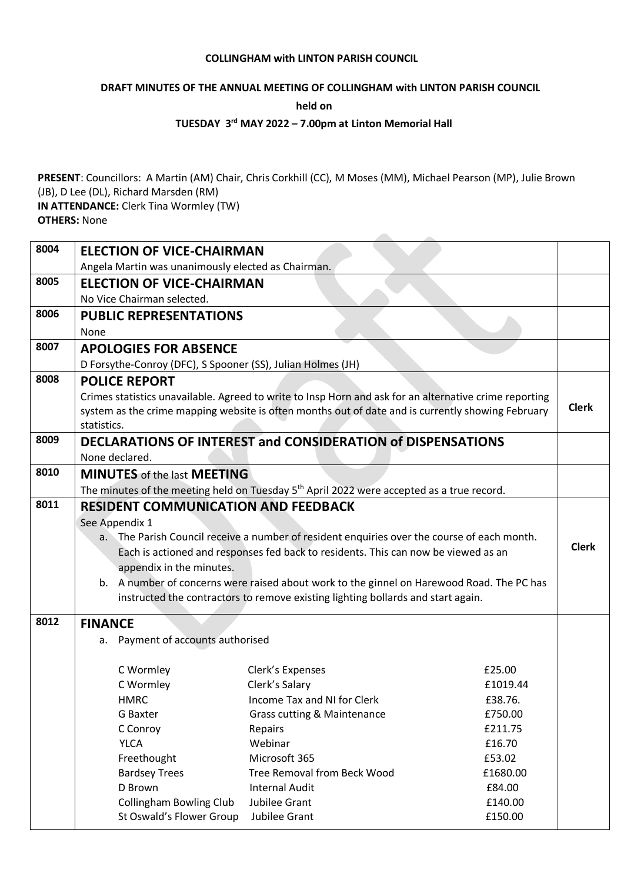**COLLINGHAM with LINTON PARISH COUNCIL**

**DRAFT MINUTES OF THE ANNUAL MEETING OF COLLINGHAM with LINTON PARISH COUNCIL**

**held on**

**TUESDAY 3rd MAY 2022 – 7.00pm at Linton Memorial Hall**

**PRESENT**: Councillors: A Martin (AM) Chair, Chris Corkhill (CC), M Moses (MM), Michael Pearson (MP), Julie Brown (JB), D Lee (DL), Richard Marsden (RM)
**IN ATTENDANCE:** Clerk Tina Wormley (TW)
**OTHERS:** None

| | | |
|---|---|---|
| 8004 | **ELECTION OF VICE-CHAIRMAN**<br>Angela Martin was unanimously elected as Chairman. | |
| 8005 | **ELECTION OF VICE-CHAIRMAN**<br>No Vice Chairman selected. | |
| 8006 | **PUBLIC REPRESENTATIONS**<br>None | |
| 8007 | **APOLOGIES FOR ABSENCE**<br>D Forsythe-Conroy (DFC), S Spooner (SS), Julian Holmes (JH) | |
| 8008 | **POLICE REPORT**<br>Crimes statistics unavailable. Agreed to write to Insp Horn and ask for an alternative crime reporting system as the crime mapping website is often months out of date and is currently showing February statistics. | **Clerk** |
| 8009 | **DECLARATIONS OF INTEREST and CONSIDERATION of DISPENSATIONS**<br>None declared. | |
| 8010 | **MINUTES** of the last **MEETING**<br>The minutes of the meeting held on Tuesday 5th April 2022 were accepted as a true record. | |
| 8011 | **RESIDENT COMMUNICATION AND FEEDBACK**<br>See Appendix 1<br>a. The Parish Council receive a number of resident enquiries over the course of each month. Each is actioned and responses fed back to residents. This can now be viewed as an appendix in the minutes.<br>b. A number of concerns were raised about work to the ginnel on Harewood Road. The PC has instructed the contractors to remove existing lighting bollards and start again. | **Clerk** |
| 8012 | **FINANCE**<br>a. Payment of accounts authorised<br><br>C Wormley — Clerk's Expenses — £25.00<br>C Wormley — Clerk's Salary — £1019.44<br>HMRC — Income Tax and NI for Clerk — £38.76.<br>G Baxter — Grass cutting & Maintenance — £750.00<br>C Conroy — Repairs — £211.75<br>YLCA — Webinar — £16.70<br>Freethought — Microsoft 365 — £53.02<br>Bardsey Trees — Tree Removal from Beck Wood — £1680.00<br>D Brown — Internal Audit — £84.00<br>Collingham Bowling Club — Jubilee Grant — £140.00<br>St Oswald's Flower Group — Jubilee Grant — £150.00 | |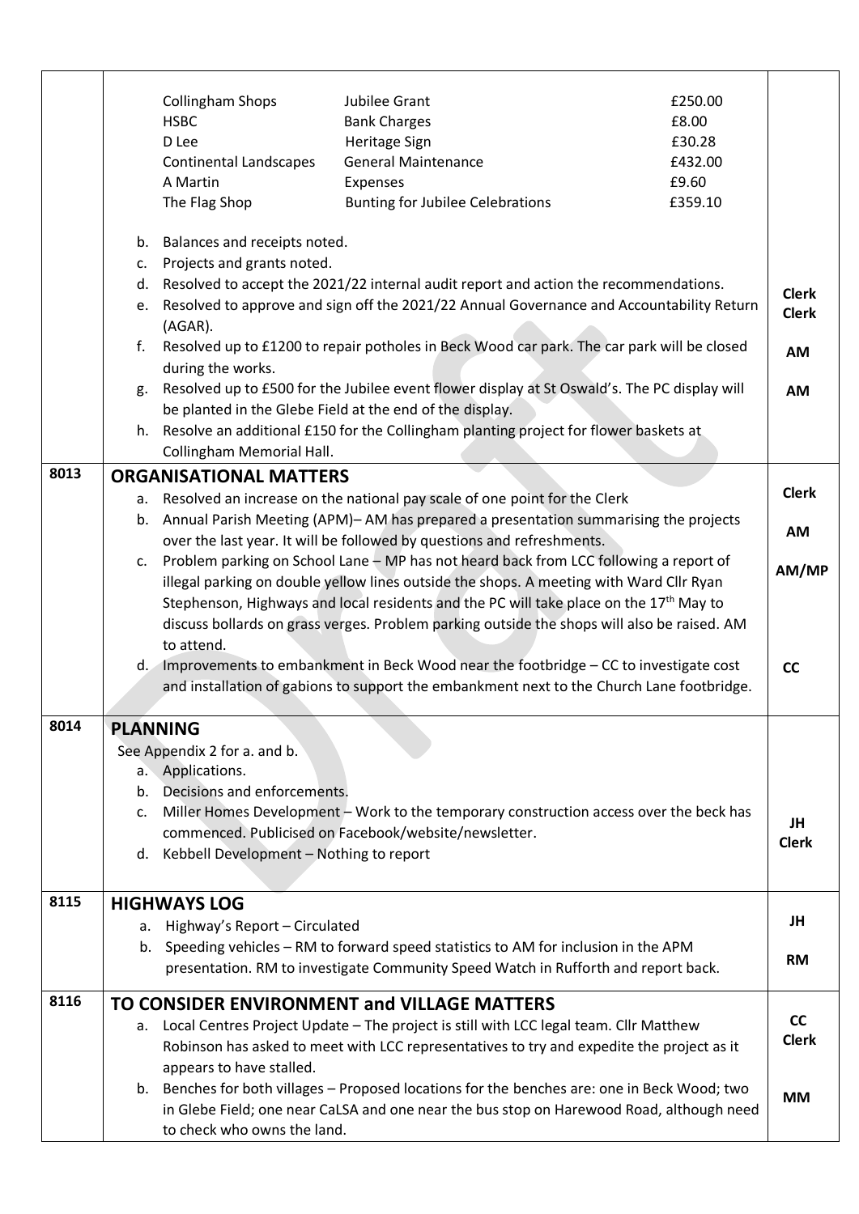| | | |
|---|---|---|
| | Collingham Shops — Jubilee Grant — £250.00<br>HSBC — Bank Charges — £8.00<br>D Lee — Heritage Sign — £30.28<br>Continental Landscapes — General Maintenance — £432.00<br>A Martin — Expenses — £9.60<br>The Flag Shop — Bunting for Jubilee Celebrations — £359.10<br><br>b. Balances and receipts noted.<br>c. Projects and grants noted.<br>d. Resolved to accept the 2021/22 internal audit report and action the recommendations.<br>e. Resolved to approve and sign off the 2021/22 Annual Governance and Accountability Return (AGAR).<br>f. Resolved up to £1200 to repair potholes in Beck Wood car park. The car park will be closed during the works.<br>g. Resolved up to £500 for the Jubilee event flower display at St Oswald's. The PC display will be planted in the Glebe Field at the end of the display.<br>h. Resolve an additional £150 for the Collingham planting project for flower baskets at Collingham Memorial Hall. | <br><br><br><br><br><br><br><br><br><br>**Clerk**<br>**Clerk**<br><br>**AM**<br><br>**AM** |
| 8013 | **ORGANISATIONAL MATTERS**<br>a. Resolved an increase on the national pay scale of one point for the Clerk<br>b. Annual Parish Meeting (APM)– AM has prepared a presentation summarising the projects over the last year. It will be followed by questions and refreshments.<br>c. Problem parking on School Lane – MP has not heard back from LCC following a report of illegal parking on double yellow lines outside the shops. A meeting with Ward Cllr Ryan Stephenson, Highways and local residents and the PC will take place on the 17th May to discuss bollards on grass verges. Problem parking outside the shops will also be raised. AM to attend.<br>d. Improvements to embankment in Beck Wood near the footbridge – CC to investigate cost and installation of gabions to support the embankment next to the Church Lane footbridge. | <br>**Clerk**<br><br>**AM**<br><br>**AM/MP**<br><br><br><br><br>**CC** |
| 8014 | **PLANNING**<br>See Appendix 2 for a. and b.<br>a. Applications.<br>b. Decisions and enforcements.<br>c. Miller Homes Development – Work to the temporary construction access over the beck has commenced. Publicised on Facebook/website/newsletter.<br>d. Kebbell Development – Nothing to report | <br><br><br><br><br>**JH**<br>**Clerk** |
| 8115 | **HIGHWAYS LOG**<br>a. Highway's Report – Circulated<br>b. Speeding vehicles – RM to forward speed statistics to AM for inclusion in the APM presentation. RM to investigate Community Speed Watch in Rufforth and report back. | <br>**JH**<br><br>**RM** |
| 8116 | **TO CONSIDER ENVIRONMENT and VILLAGE MATTERS**<br>a. Local Centres Project Update – The project is still with LCC legal team. Cllr Matthew Robinson has asked to meet with LCC representatives to try and expedite the project as it appears to have stalled.<br>b. Benches for both villages – Proposed locations for the benches are: one in Beck Wood; two in Glebe Field; one near CaLSA and one near the bus stop on Harewood Road, although need to check who owns the land. | <br>**CC**<br>**Clerk**<br><br>**MM** |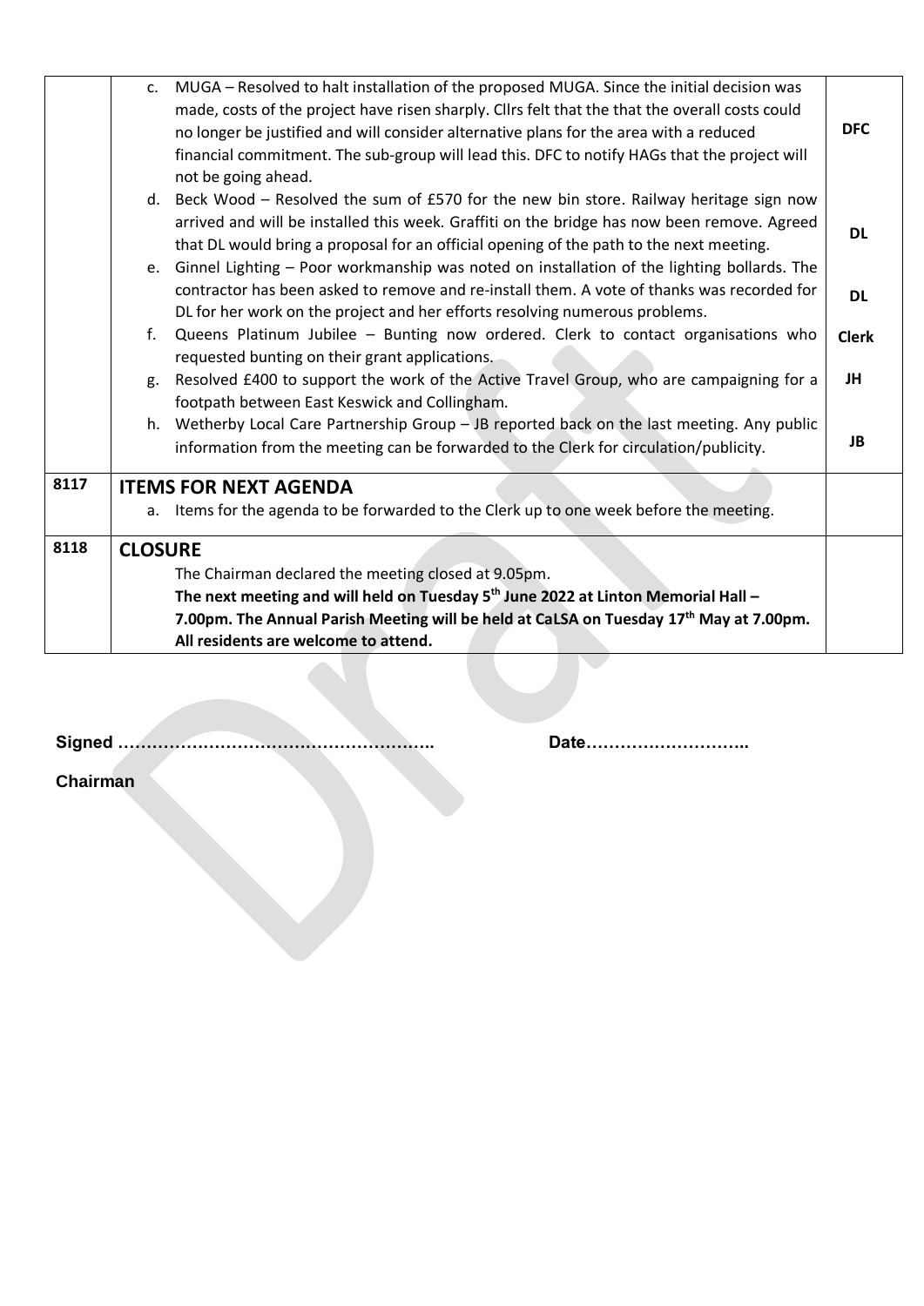| | | |
|---|---|---|
| | c. MUGA – Resolved to halt installation of the proposed MUGA. Since the initial decision was made, costs of the project have risen sharply. Cllrs felt that the that the overall costs could no longer be justified and will consider alternative plans for the area with a reduced financial commitment. The sub-group will lead this. DFC to notify HAGs that the project will not be going ahead. | **DFC** |
| | d. Beck Wood – Resolved the sum of £570 for the new bin store. Railway heritage sign now arrived and will be installed this week. Graffiti on the bridge has now been remove. Agreed that DL would bring a proposal for an official opening of the path to the next meeting. | **DL** |
| | e. Ginnel Lighting – Poor workmanship was noted on installation of the lighting bollards. The contractor has been asked to remove and re-install them. A vote of thanks was recorded for DL for her work on the project and her efforts resolving numerous problems. | **DL** |
| | f. Queens Platinum Jubilee – Bunting now ordered. Clerk to contact organisations who requested bunting on their grant applications. | **Clerk** |
| | g. Resolved £400 to support the work of the Active Travel Group, who are campaigning for a footpath between East Keswick and Collingham. | **JH** |
| | h. Wetherby Local Care Partnership Group – JB reported back on the last meeting. Any public information from the meeting can be forwarded to the Clerk for circulation/publicity. | **JB** |
| **8117** | **ITEMS FOR NEXT AGENDA**<br>a. Items for the agenda to be forwarded to the Clerk up to one week before the meeting. | |
| **8118** | **CLOSURE**<br>The Chairman declared the meeting closed at 9.05pm.<br>**The next meeting and will held on Tuesday 5th June 2022 at Linton Memorial Hall – 7.00pm. The Annual Parish Meeting will be held at CaLSA on Tuesday 17th May at 7.00pm. All residents are welcome to attend.** | |

**Signed ………………………………………………..** **Date………………………..**

**Chairman**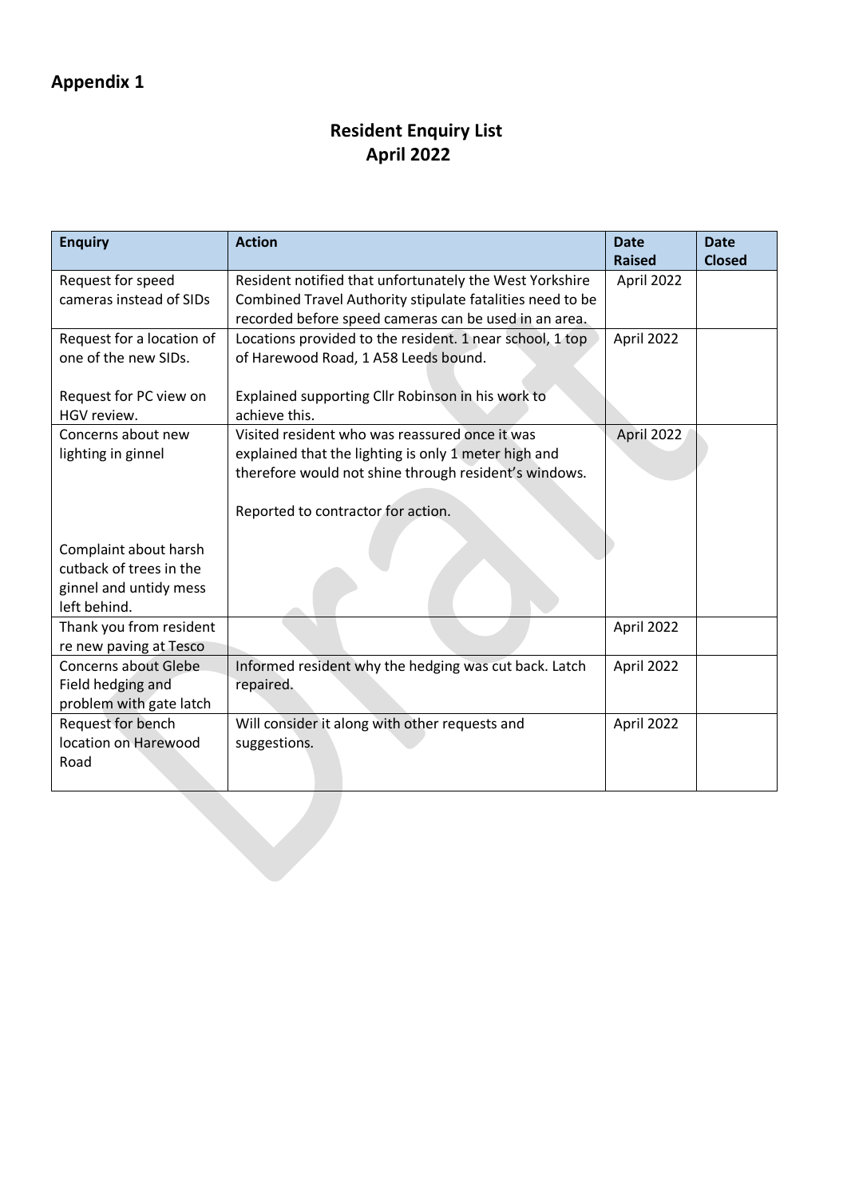# Appendix 1

## Resident Enquiry List
## April 2022

| Enquiry | Action | Date Raised | Date Closed |
|---|---|---|---|
| Request for speed cameras instead of SIDs | Resident notified that unfortunately the West Yorkshire Combined Travel Authority stipulate fatalities need to be recorded before speed cameras can be used in an area. | April 2022 | |
| Request for a location of one of the new SIDs.<br><br>Request for PC view on HGV review. | Locations provided to the resident. 1 near school, 1 top of Harewood Road, 1 A58 Leeds bound.<br><br>Explained supporting Cllr Robinson in his work to achieve this. | April 2022 | |
| Concerns about new lighting in ginnel<br><br>Complaint about harsh cutback of trees in the ginnel and untidy mess left behind. | Visited resident who was reassured once it was explained that the lighting is only 1 meter high and therefore would not shine through resident's windows.<br><br>Reported to contractor for action. | April 2022 | |
| Thank you from resident re new paving at Tesco | | April 2022 | |
| Concerns about Glebe Field hedging and problem with gate latch | Informed resident why the hedging was cut back. Latch repaired. | April 2022 | |
| Request for bench location on Harewood Road | Will consider it along with other requests and suggestions. | April 2022 | |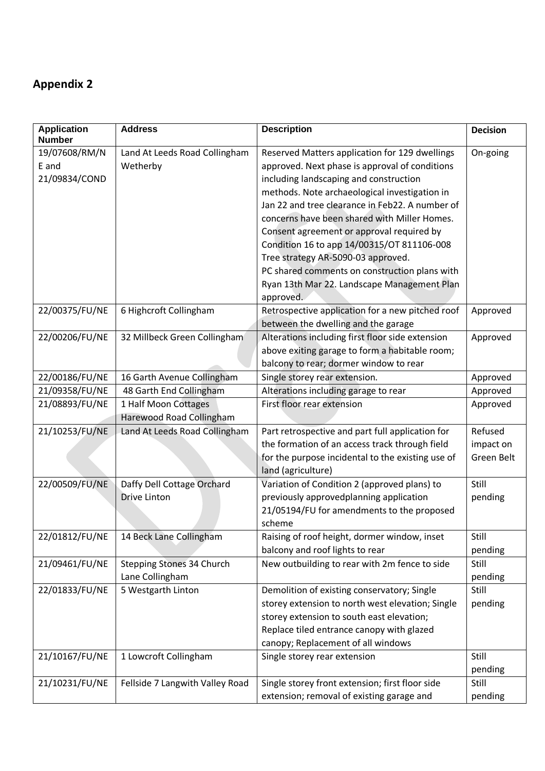## Appendix 2

| Application Number | Address | Description | Decision |
|---|---|---|---|
| 19/07608/RM/NE and 21/09834/COND | Land At Leeds Road Collingham Wetherby | Reserved Matters application for 129 dwellings approved. Next phase is approval of conditions including landscaping and construction methods. Note archaeological investigation in Jan 22 and tree clearance in Feb22. A number of concerns have been shared with Miller Homes. Consent agreement or approval required by Condition 16 to app 14/00315/OT 811106-008 Tree strategy AR-5090-03 approved. PC shared comments on construction plans with Ryan 13th Mar 22. Landscape Management Plan approved. | On-going |
| 22/00375/FU/NE | 6 Highcroft Collingham | Retrospective application for a new pitched roof between the dwelling and the garage | Approved |
| 22/00206/FU/NE | 32 Millbeck Green Collingham | Alterations including first floor side extension above exiting garage to form a habitable room; balcony to rear; dormer window to rear | Approved |
| 22/00186/FU/NE | 16 Garth Avenue Collingham | Single storey rear extension. | Approved |
| 21/09358/FU/NE | 48 Garth End Collingham | Alterations including garage to rear | Approved |
| 21/08893/FU/NE | 1 Half Moon Cottages Harewood Road Collingham | First floor rear extension | Approved |
| 21/10253/FU/NE | Land At Leeds Road Collingham | Part retrospective and part full application for the formation of an access track through field for the purpose incidental to the existing use of land (agriculture) | Refused impact on Green Belt |
| 22/00509/FU/NE | Daffy Dell Cottage Orchard Drive Linton | Variation of Condition 2 (approved plans) to previously approvedplanning application 21/05194/FU for amendments to the proposed scheme | Still pending |
| 22/01812/FU/NE | 14 Beck Lane Collingham | Raising of roof height, dormer window, inset balcony and roof lights to rear | Still pending |
| 21/09461/FU/NE | Stepping Stones 34 Church Lane Collingham | New outbuilding to rear with 2m fence to side | Still pending |
| 22/01833/FU/NE | 5 Westgarth Linton | Demolition of existing conservatory; Single storey extension to north west elevation; Single storey extension to south east elevation; Replace tiled entrance canopy with glazed canopy; Replacement of all windows | Still pending |
| 21/10167/FU/NE | 1 Lowcroft Collingham | Single storey rear extension | Still pending |
| 21/10231/FU/NE | Fellside 7 Langwith Valley Road | Single storey front extension; first floor side extension; removal of existing garage and | Still pending |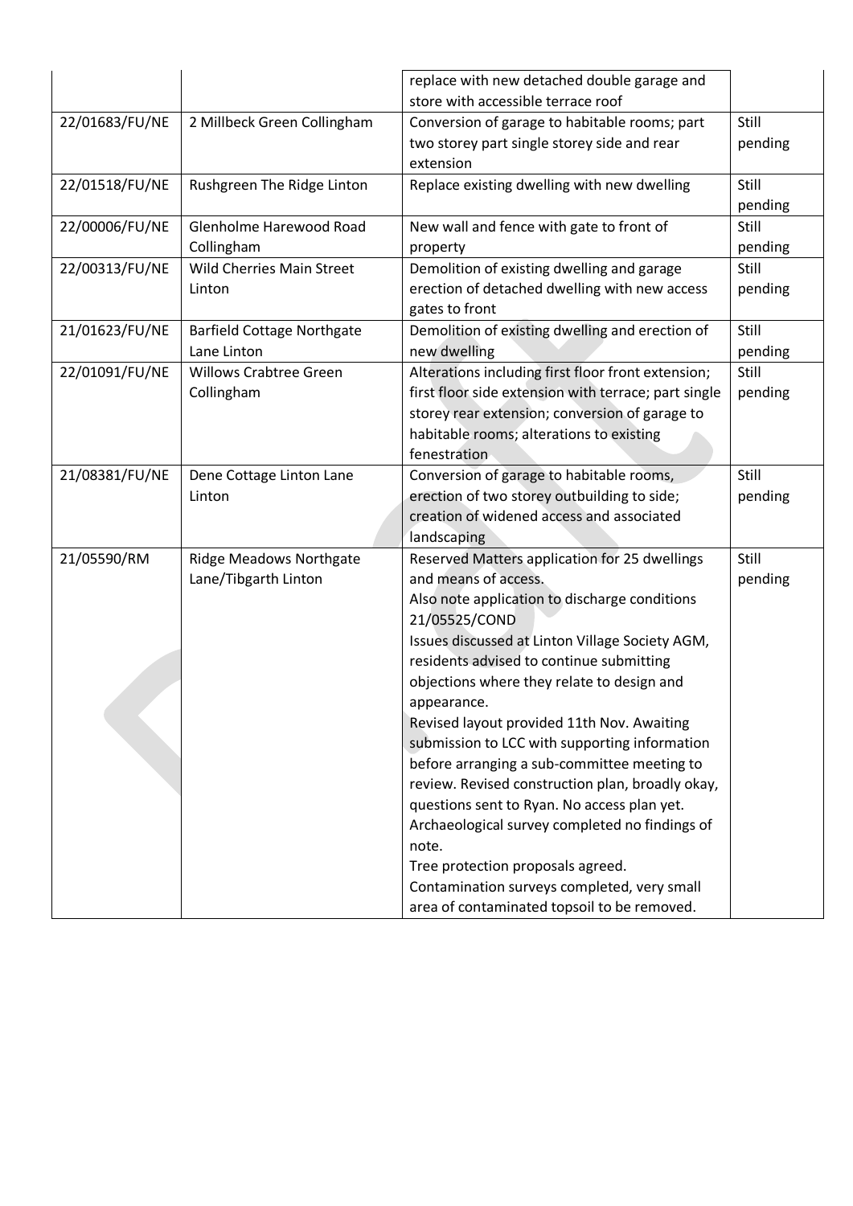| | | | |
|---|---|---|---|
| | | replace with new detached double garage and store with accessible terrace roof | |
| 22/01683/FU/NE | 2 Millbeck Green Collingham | Conversion of garage to habitable rooms; part two storey part single storey side and rear extension | Still pending |
| 22/01518/FU/NE | Rushgreen The Ridge Linton | Replace existing dwelling with new dwelling | Still pending |
| 22/00006/FU/NE | Glenholme Harewood Road Collingham | New wall and fence with gate to front of property | Still pending |
| 22/00313/FU/NE | Wild Cherries Main Street Linton | Demolition of existing dwelling and garage erection of detached dwelling with new access gates to front | Still pending |
| 21/01623/FU/NE | Barfield Cottage Northgate Lane Linton | Demolition of existing dwelling and erection of new dwelling | Still pending |
| 22/01091/FU/NE | Willows Crabtree Green Collingham | Alterations including first floor front extension; first floor side extension with terrace; part single storey rear extension; conversion of garage to habitable rooms; alterations to existing fenestration | Still pending |
| 21/08381/FU/NE | Dene Cottage Linton Lane Linton | Conversion of garage to habitable rooms, erection of two storey outbuilding to side; creation of widened access and associated landscaping | Still pending |
| 21/05590/RM | Ridge Meadows Northgate Lane/Tibgarth Linton | Reserved Matters application for 25 dwellings and means of access.<br>Also note application to discharge conditions 21/05525/COND<br>Issues discussed at Linton Village Society AGM, residents advised to continue submitting objections where they relate to design and appearance.<br>Revised layout provided 11th Nov. Awaiting submission to LCC with supporting information before arranging a sub-committee meeting to review. Revised construction plan, broadly okay, questions sent to Ryan. No access plan yet.<br>Archaeological survey completed no findings of note.<br>Tree protection proposals agreed.<br>Contamination surveys completed, very small area of contaminated topsoil to be removed. | Still pending |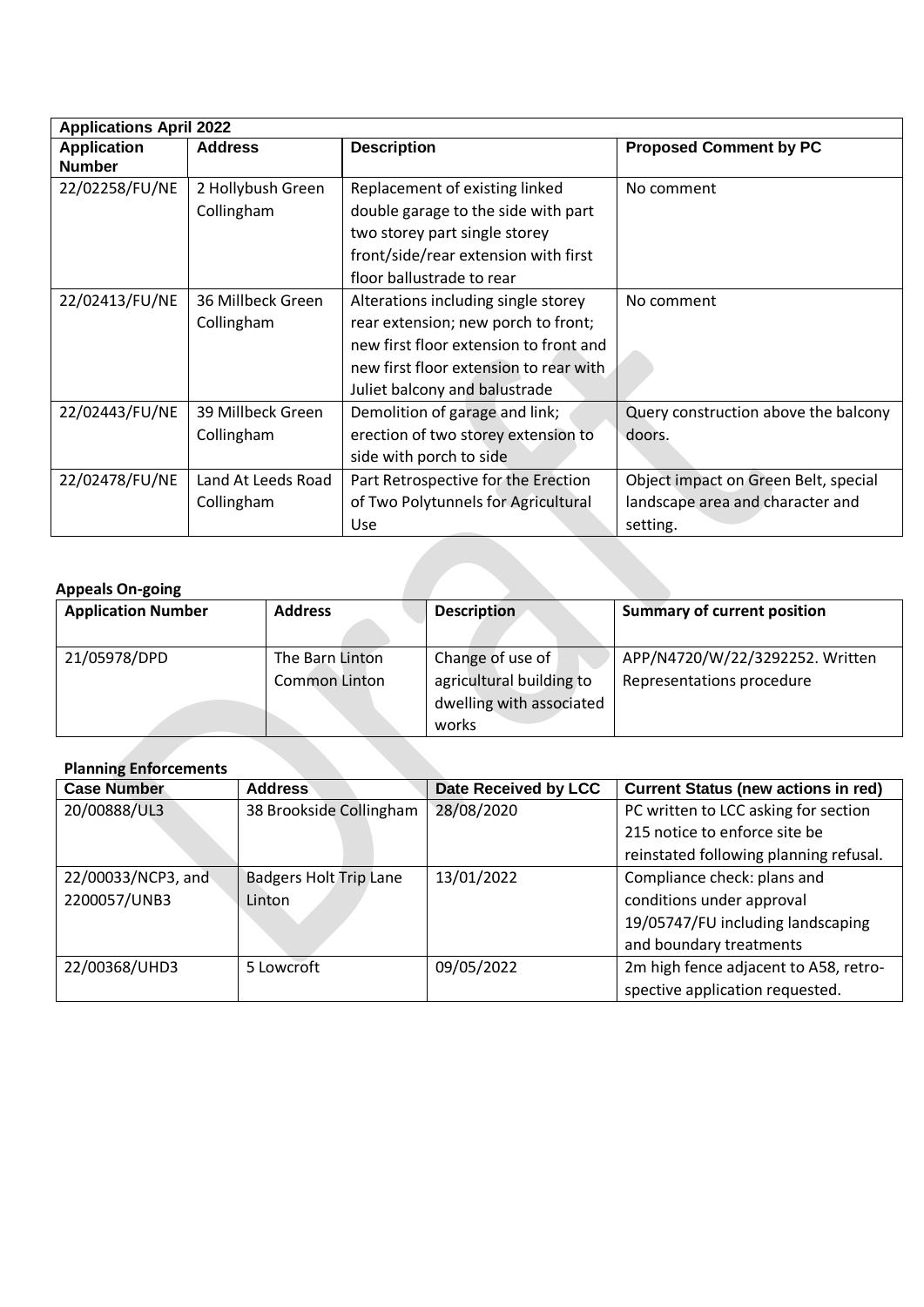| Applications April 2022 | | | |
|---|---|---|---|
| **Application Number** | **Address** | **Description** | **Proposed Comment by PC** |
| 22/02258/FU/NE | 2 Hollybush Green Collingham | Replacement of existing linked double garage to the side with part two storey part single storey front/side/rear extension with first floor ballustrade to rear | No comment |
| 22/02413/FU/NE | 36 Millbeck Green Collingham | Alterations including single storey rear extension; new porch to front; new first floor extension to front and new first floor extension to rear with Juliet balcony and balustrade | No comment |
| 22/02443/FU/NE | 39 Millbeck Green Collingham | Demolition of garage and link; erection of two storey extension to side with porch to side | Query construction above the balcony doors. |
| 22/02478/FU/NE | Land At Leeds Road Collingham | Part Retrospective for the Erection of Two Polytunnels for Agricultural Use | Object impact on Green Belt, special landscape area and character and setting. |

**Appeals On-going**

| Application Number | Address | Description | Summary of current position |
|---|---|---|---|
| 21/05978/DPD | The Barn Linton Common Linton | Change of use of agricultural building to dwelling with associated works | APP/N4720/W/22/3292252. Written Representations procedure |

**Planning Enforcements**

| Case Number | Address | Date Received by LCC | Current Status (new actions in red) |
|---|---|---|---|
| 20/00888/UL3 | 38 Brookside Collingham | 28/08/2020 | PC written to LCC asking for section 215 notice to enforce site be reinstated following planning refusal. |
| 22/00033/NCP3, and 2200057/UNB3 | Badgers Holt Trip Lane Linton | 13/01/2022 | Compliance check: plans and conditions under approval 19/05747/FU including landscaping and boundary treatments |
| 22/00368/UHD3 | 5 Lowcroft | 09/05/2022 | 2m high fence adjacent to A58, retro-spective application requested. |